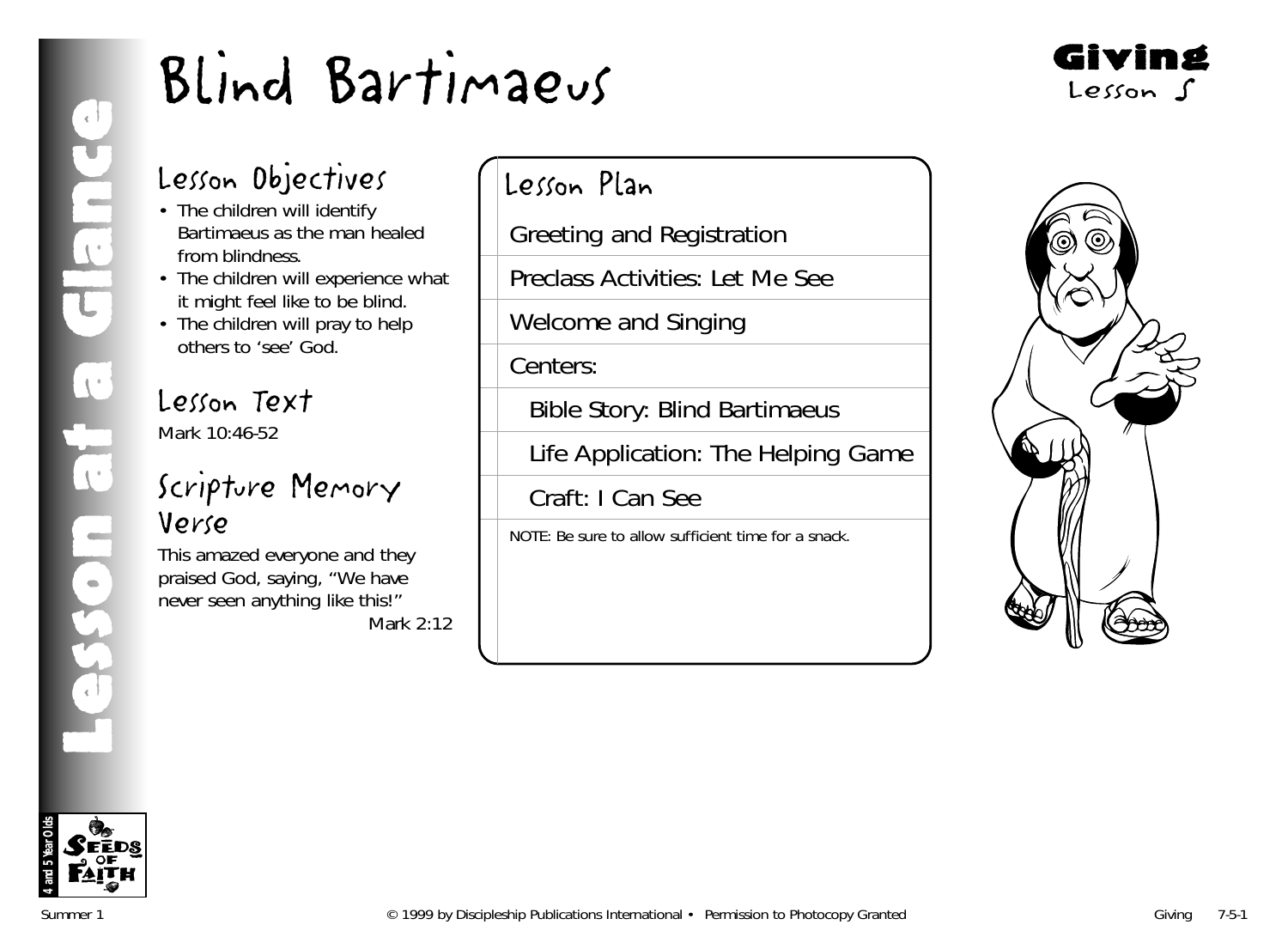# Blind Bartimaeus

**Giving**
Lesson 5

Lesson at a Glance

## Lesson Objectives

- The children will identify Bartimaeus as the man healed from blindness.
- The children will experience what it might feel like to be blind.
- The children will pray to help others to 'see' God.

## Lesson Text

Mark 10:46-52

## Scripture Memory Verse

This amazed everyone and they praised God, saying, "We have never seen anything like this!"
Mark 2:12

## Lesson Plan

- Greeting and Registration
- Preclass Activities: Let Me See
- Welcome and Singing
- Centers:
  - Bible Story: Blind Bartimaeus
  - Life Application: The Helping Game
  - Craft: I Can See

NOTE: Be sure to allow sufficient time for a snack.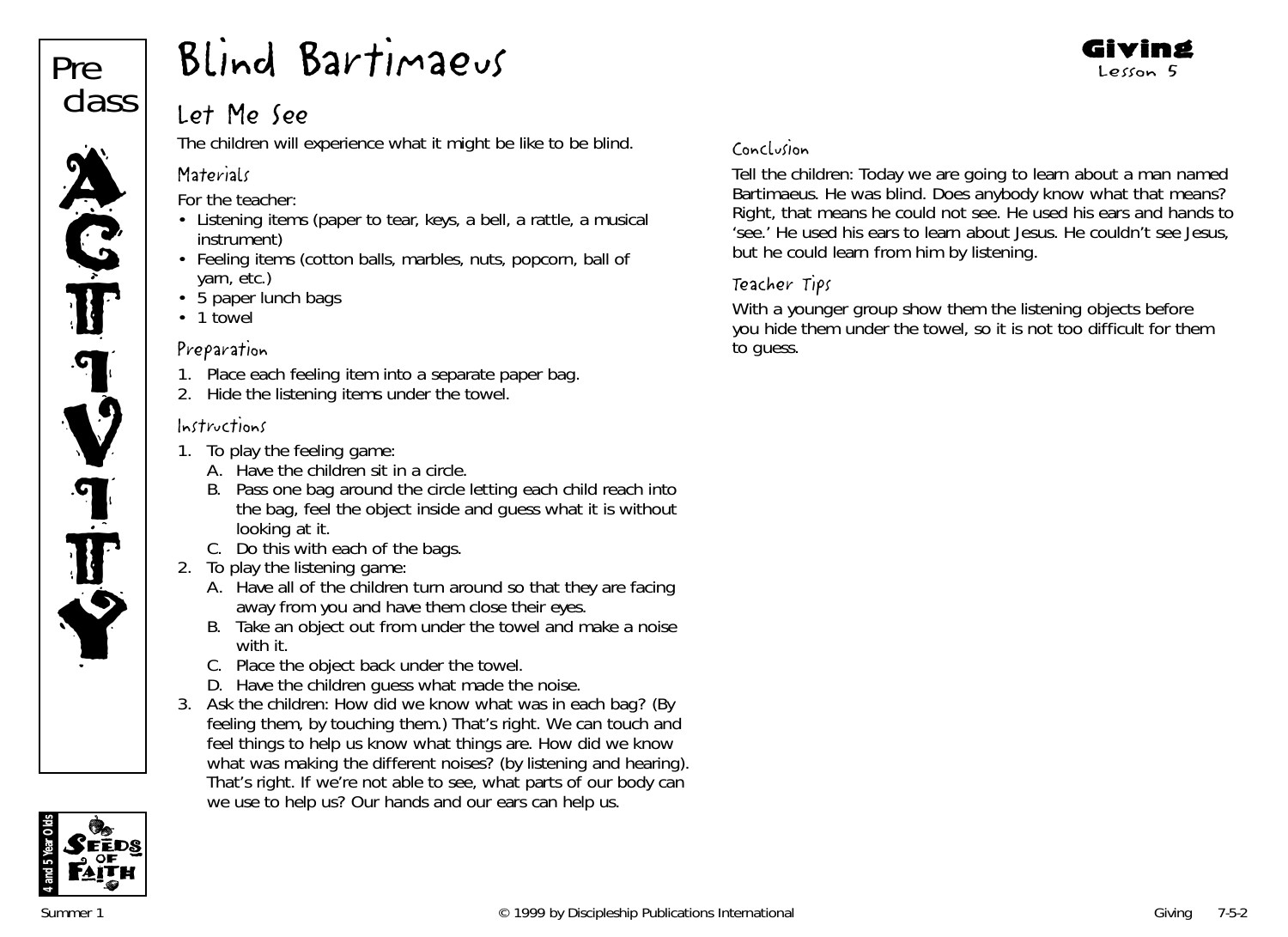# Blind Bartimaeus

**Giving**
Lesson 5

Pre class ACTIVITY

## Let Me See

The children will experience what it might be like to be blind.

### Materials

For the teacher:

- Listening items (paper to tear, keys, a bell, a rattle, a musical instrument)
- Feeling items (cotton balls, marbles, nuts, popcorn, ball of yarn, etc.)
- 5 paper lunch bags
- 1 towel

### Preparation

1. Place each feeling item into a separate paper bag.
2. Hide the listening items under the towel.

### Instructions

1. To play the feeling game:
   A. Have the children sit in a circle.
   B. Pass one bag around the circle letting each child reach into the bag, feel the object inside and guess what it is without looking at it.
   C. Do this with each of the bags.
2. To play the listening game:
   A. Have all of the children turn around so that they are facing away from you and have them close their eyes.
   B. Take an object out from under the towel and make a noise with it.
   C. Place the object back under the towel.
   D. Have the children guess what made the noise.
3. Ask the children: How did we know what was in each bag? (By feeling them, by touching them.) That's right. We can touch and feel things to help us know what things are. How did we know what was making the different noises? (by listening and hearing). That's right. If we're not able to see, what parts of our body can we use to help us? Our hands and our ears can help us.

### Conclusion

Tell the children: Today we are going to learn about a man named Bartimaeus. He was blind. Does anybody know what that means? Right, that means he could not see. He used his ears and hands to 'see.' He used his ears to learn about Jesus. He couldn't see Jesus, but he could learn from him by listening.

### Teacher Tips

With a younger group show them the listening objects before you hide them under the towel, so it is not too difficult for them to guess.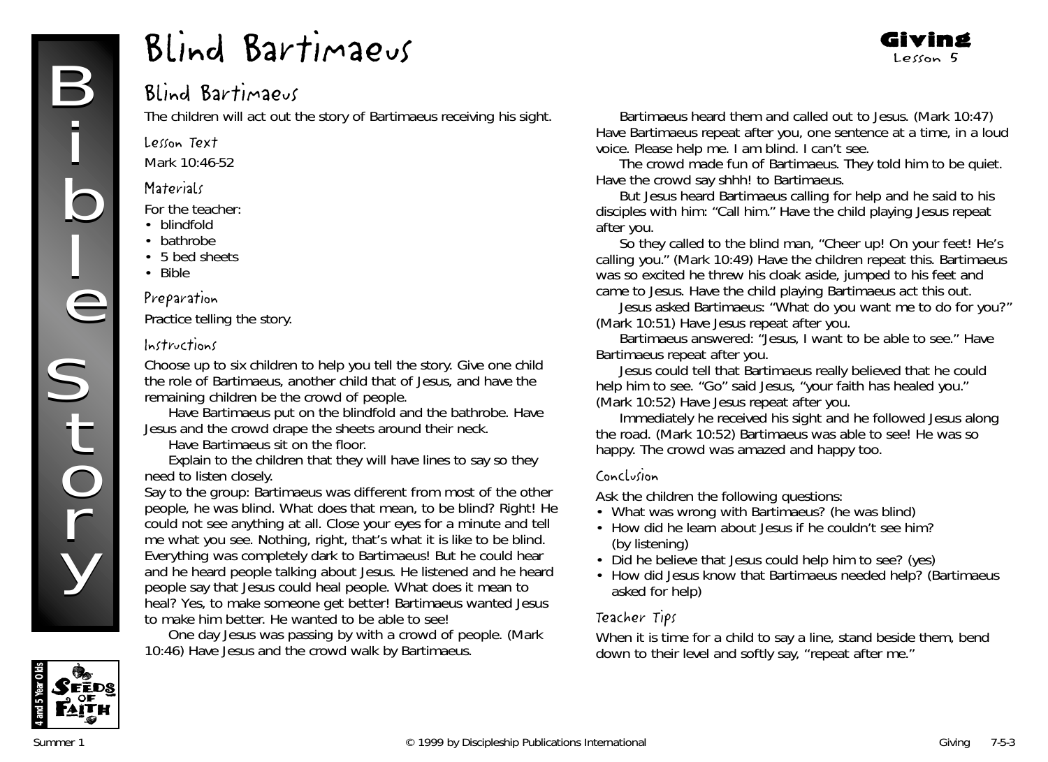# Blind Bartimaeus

Giving
Lesson 5

## Blind Bartimaeus

The children will act out the story of Bartimaeus receiving his sight.

### Lesson Text

Mark 10:46-52

### Materials

For the teacher:

- blindfold
- bathrobe
- 5 bed sheets
- Bible

### Preparation

Practice telling the story.

### Instructions

Choose up to six children to help you tell the story. Give one child the role of Bartimaeus, another child that of Jesus, and have the remaining children be the crowd of people.

Have Bartimaeus put on the blindfold and the bathrobe. Have Jesus and the crowd drape the sheets around their neck.

Have Bartimaeus sit on the floor.

Explain to the children that they will have lines to say so they need to listen closely.

Say to the group: Bartimaeus was different from most of the other people, he was blind. What does that mean, to be blind? Right! He could not see anything at all. Close your eyes for a minute and tell me what you see. Nothing, right, that's what it is like to be blind. Everything was completely dark to Bartimaeus! But he could hear and he heard people talking about Jesus. He listened and he heard people say that Jesus could heal people. What does it mean to heal? Yes, to make someone get better! Bartimaeus wanted Jesus to make him better. He wanted to be able to see!

One day Jesus was passing by with a crowd of people. (Mark 10:46) Have Jesus and the crowd walk by Bartimaeus.

Bartimaeus heard them and called out to Jesus. (Mark 10:47) Have Bartimaeus repeat after you, one sentence at a time, in a loud voice. Please help me. I am blind. I can't see.

The crowd made fun of Bartimaeus. They told him to be quiet. Have the crowd say shhh! to Bartimaeus.

But Jesus heard Bartimaeus calling for help and he said to his disciples with him: "Call him." Have the child playing Jesus repeat after you.

So they called to the blind man, "Cheer up! On your feet! He's calling you." (Mark 10:49) Have the children repeat this. Bartimaeus was so excited he threw his cloak aside, jumped to his feet and came to Jesus. Have the child playing Bartimaeus act this out.

Jesus asked Bartimaeus: "What do you want me to do for you?" (Mark 10:51) Have Jesus repeat after you.

Bartimaeus answered: "Jesus, I want to be able to see." Have Bartimaeus repeat after you.

Jesus could tell that Bartimaeus really believed that he could help him to see. "Go" said Jesus, "your faith has healed you." (Mark 10:52) Have Jesus repeat after you.

Immediately he received his sight and he followed Jesus along the road. (Mark 10:52) Bartimaeus was able to see! He was so happy. The crowd was amazed and happy too.

### Conclusion

Ask the children the following questions:

- What was wrong with Bartimaeus? (he was blind)
- How did he learn about Jesus if he couldn't see him? (by listening)
- Did he believe that Jesus could help him to see? (yes)
- How did Jesus know that Bartimaeus needed help? (Bartimaeus asked for help)

### Teacher Tips

When it is time for a child to say a line, stand beside them, bend down to their level and softly say, "repeat after me."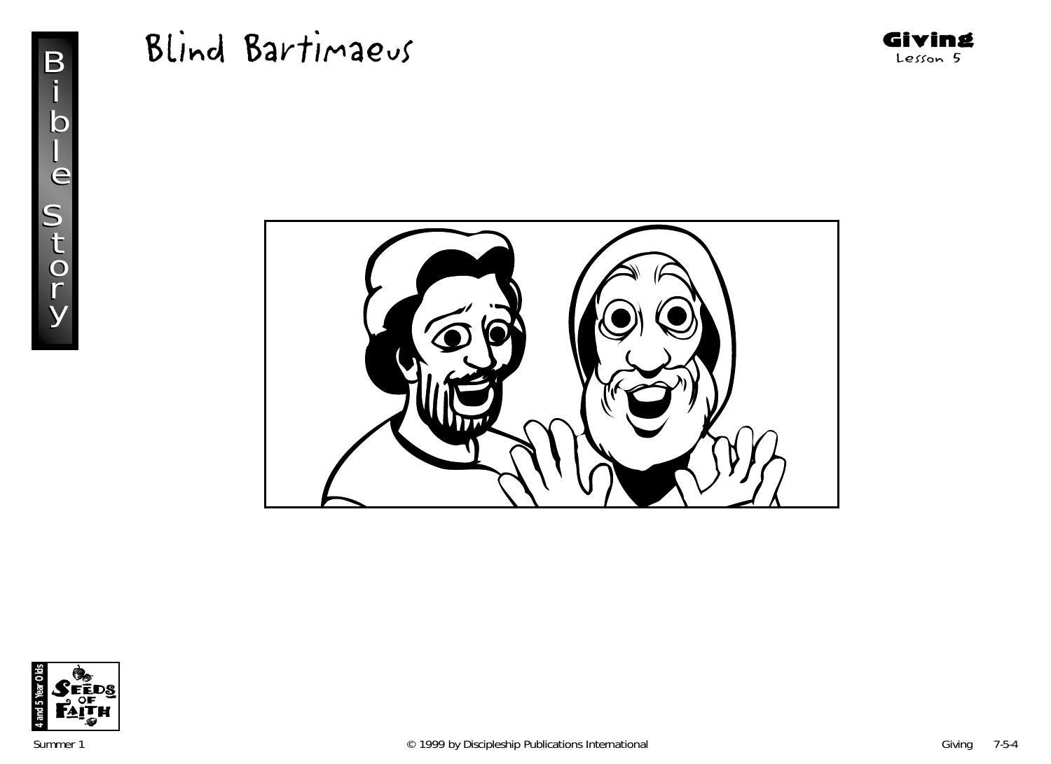# Blind Bartimaeus

**Giving**
Lesson 5

Bible Story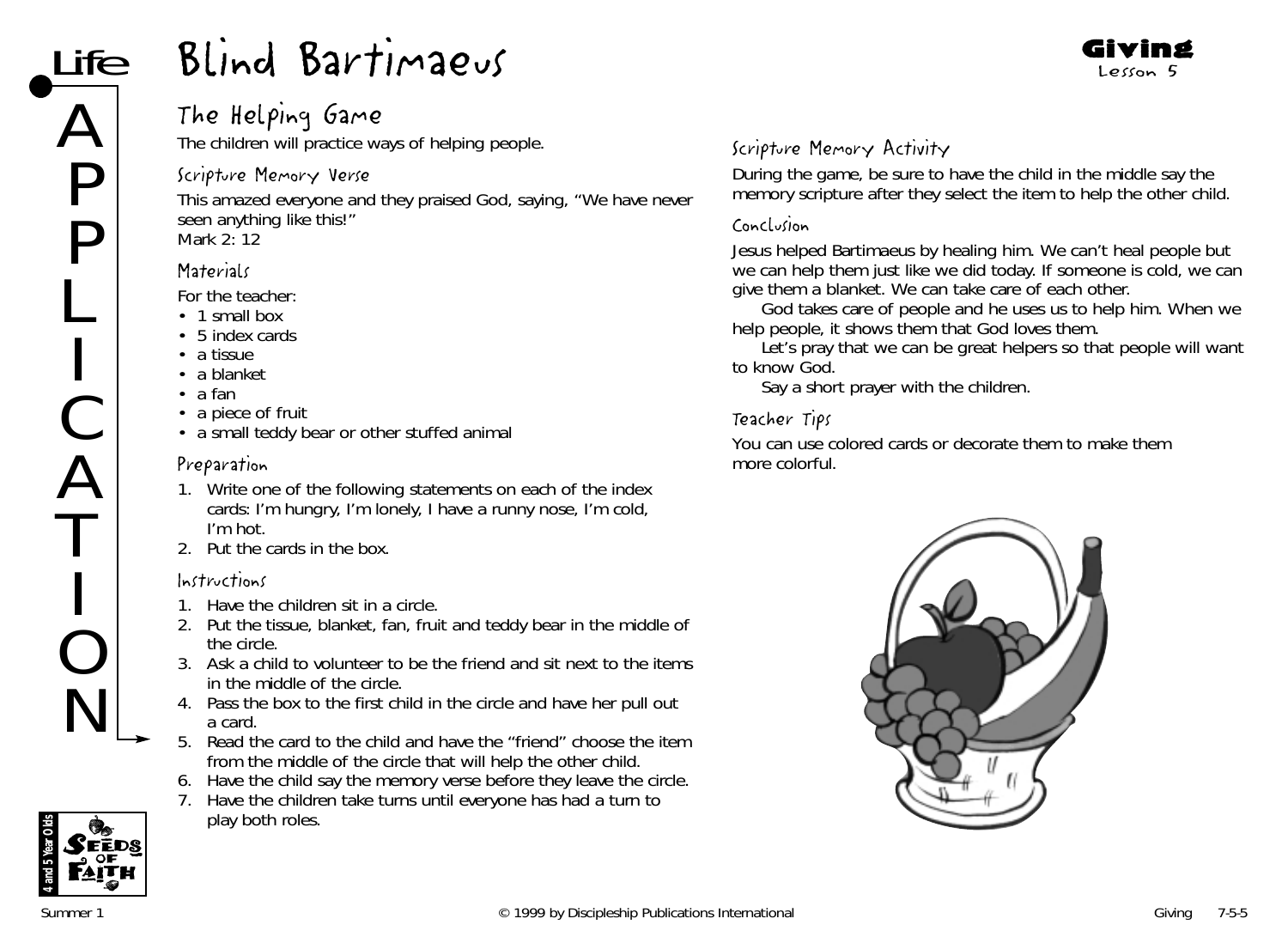# Blind Bartimaeus

**Giving**
Lesson 5

Life APPLICATION

## The Helping Game

The children will practice ways of helping people.

### Scripture Memory Verse

This amazed everyone and they praised God, saying, "We have never seen anything like this!"
Mark 2: 12

### Materials

For the teacher:

- 1 small box
- 5 index cards
- a tissue
- a blanket
- a fan
- a piece of fruit
- a small teddy bear or other stuffed animal

### Preparation

1. Write one of the following statements on each of the index cards: I'm hungry, I'm lonely, I have a runny nose, I'm cold, I'm hot.
2. Put the cards in the box.

### Instructions

1. Have the children sit in a circle.
2. Put the tissue, blanket, fan, fruit and teddy bear in the middle of the circle.
3. Ask a child to volunteer to be the friend and sit next to the items in the middle of the circle.
4. Pass the box to the first child in the circle and have her pull out a card.
5. Read the card to the child and have the "friend" choose the item from the middle of the circle that will help the other child.
6. Have the child say the memory verse before they leave the circle.
7. Have the children take turns until everyone has had a turn to play both roles.

### Scripture Memory Activity

During the game, be sure to have the child in the middle say the memory scripture after they select the item to help the other child.

### Conclusion

Jesus helped Bartimaeus by healing him. We can't heal people but we can help them just like we did today. If someone is cold, we can give them a blanket. We can take care of each other.

God takes care of people and he uses us to help him. When we help people, it shows them that God loves them.

Let's pray that we can be great helpers so that people will want to know God.

Say a short prayer with the children.

### Teacher Tips

You can use colored cards or decorate them to make them more colorful.

4 and 5 Year Olds — Seeds of Faith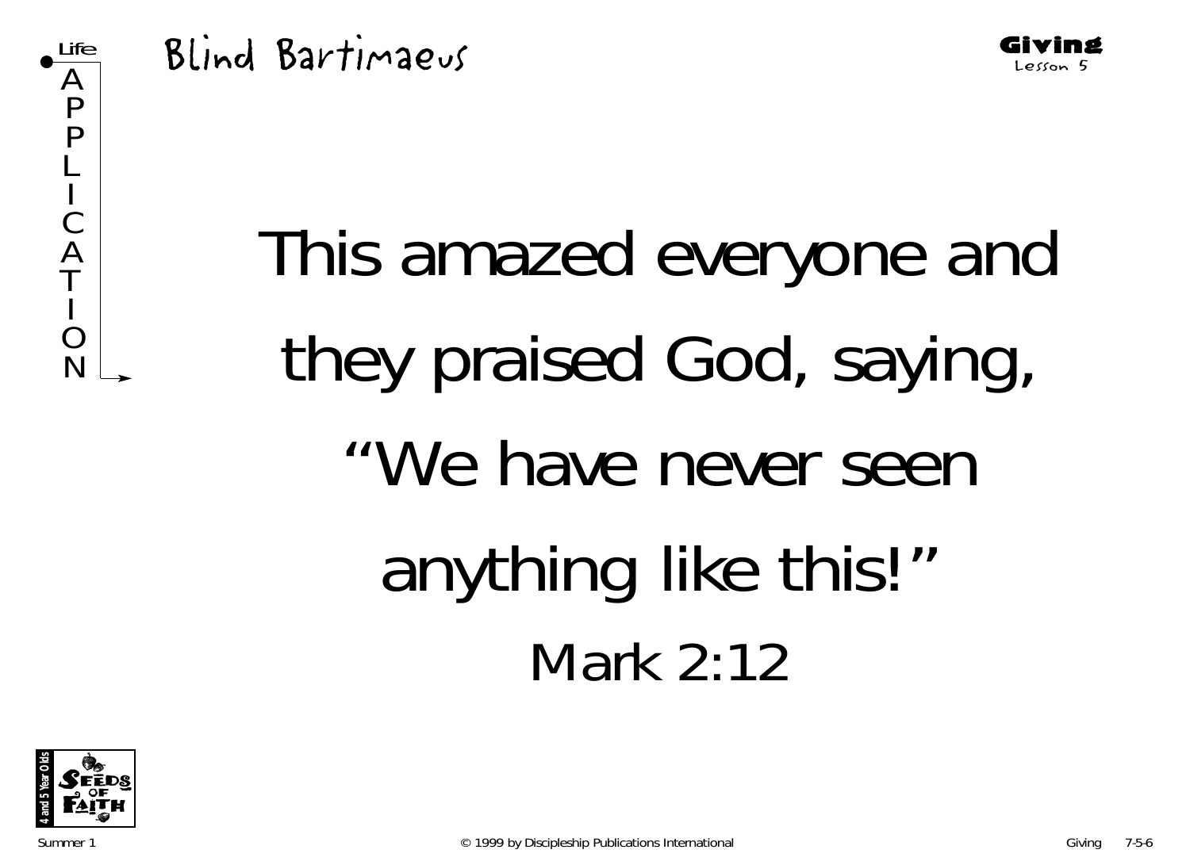Life APPLICATION

# Blind Bartimaeus

**Giving**
Lesson 5

This amazed everyone and they praised God, saying, "We have never seen anything like this!"

Mark 2:12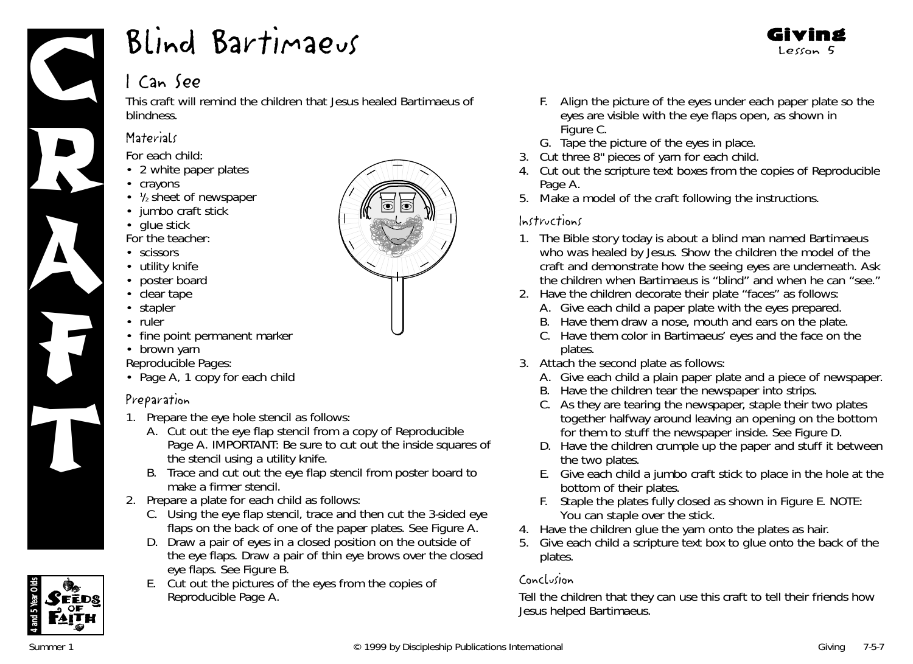# Blind Bartimaeus

**Giving**
Lesson 5

## I Can See

This craft will remind the children that Jesus healed Bartimaeus of blindness.

### Materials

For each child:
- 2 white paper plates
- crayons
- ½ sheet of newspaper
- jumbo craft stick
- glue stick

For the teacher:
- scissors
- utility knife
- poster board
- clear tape
- stapler
- ruler
- fine point permanent marker
- brown yarn

Reproducible Pages:
- Page A, 1 copy for each child

### Preparation

1. Prepare the eye hole stencil as follows:
   A. Cut out the eye flap stencil from a copy of Reproducible Page A. IMPORTANT: Be sure to cut out the inside squares of the stencil using a utility knife.
   B. Trace and cut out the eye flap stencil from poster board to make a firmer stencil.
2. Prepare a plate for each child as follows:
   C. Using the eye flap stencil, trace and then cut the 3-sided eye flaps on the back of one of the paper plates. See Figure A.
   D. Draw a pair of eyes in a closed position on the outside of the eye flaps. Draw a pair of thin eye brows over the closed eye flaps. See Figure B.
   E. Cut out the pictures of the eyes from the copies of Reproducible Page A.
   F. Align the picture of the eyes under each paper plate so the eyes are visible with the eye flaps open, as shown in Figure C.
   G. Tape the picture of the eyes in place.
3. Cut three 8" pieces of yarn for each child.
4. Cut out the scripture text boxes from the copies of Reproducible Page A.
5. Make a model of the craft following the instructions.

### Instructions

1. The Bible story today is about a blind man named Bartimaeus who was healed by Jesus. Show the children the model of the craft and demonstrate how the seeing eyes are underneath. Ask the children when Bartimaeus is "blind" and when he can "see."
2. Have the children decorate their plate "faces" as follows:
   A. Give each child a paper plate with the eyes prepared.
   B. Have them draw a nose, mouth and ears on the plate.
   C. Have them color in Bartimaeus' eyes and the face on the plates.
3. Attach the second plate as follows:
   A. Give each child a plain paper plate and a piece of newspaper.
   B. Have the children tear the newspaper into strips.
   C. As they are tearing the newspaper, staple their two plates together halfway around leaving an opening on the bottom for them to stuff the newspaper inside. See Figure D.
   D. Have the children crumple up the paper and stuff it between the two plates.
   E. Give each child a jumbo craft stick to place in the hole at the bottom of their plates.
   F. Staple the plates fully closed as shown in Figure E. NOTE: You can staple over the stick.
4. Have the children glue the yarn onto the plates as hair.
5. Give each child a scripture text box to glue onto the back of the plates.

### Conclusion

Tell the children that they can use this craft to tell their friends how Jesus helped Bartimaeus.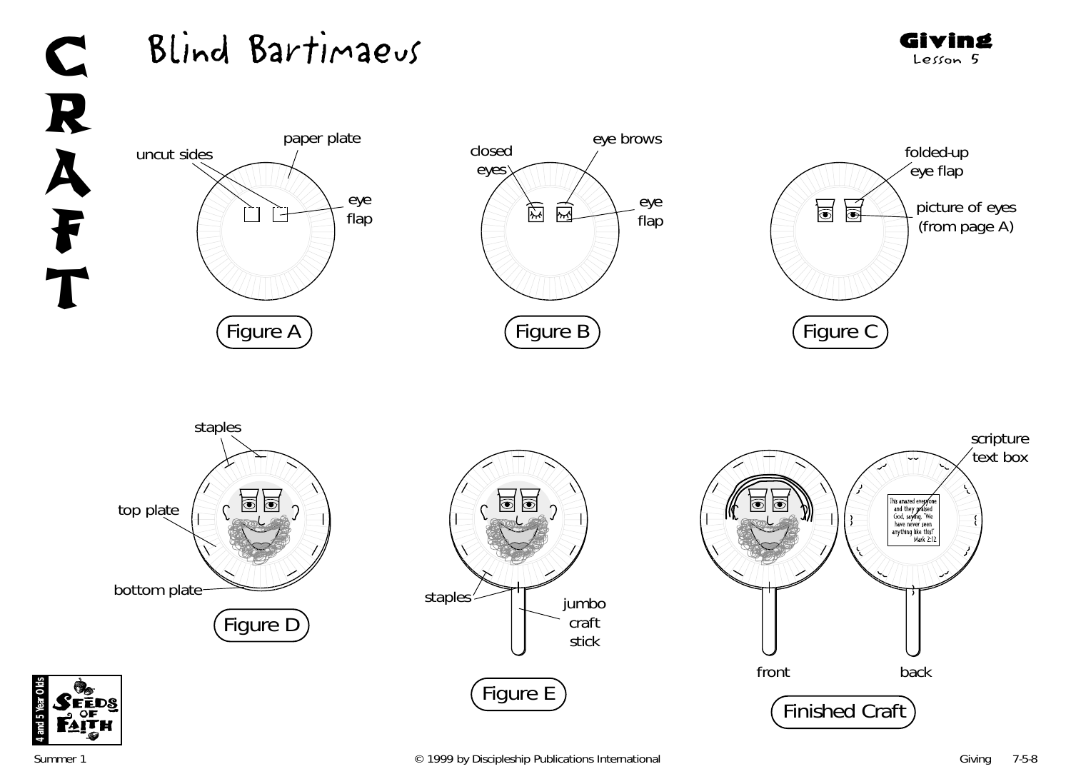# CRAFT

## Blind Bartimaeus

**Giving**
Lesson 5

uncut sides

paper plate

eye flap

Figure A

closed eyes

eye brows

eye flap

Figure B

folded-up eye flap

picture of eyes (from page A)

Figure C

staples

top plate

bottom plate

Figure D

staples

jumbo craft stick

Figure E

scripture text box

This amazed everyone and they praised God, saying, "We have never seen anything like this!" Mark 2:12

front

back

Finished Craft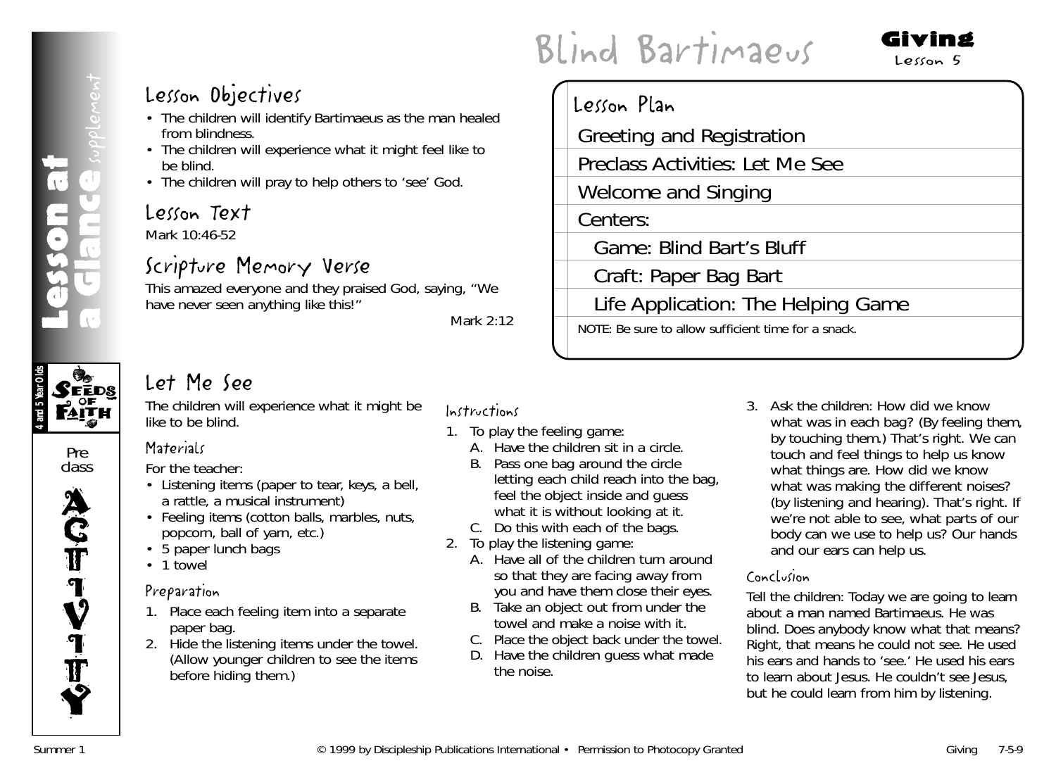# Blind Bartimaeus

**Giving**
Lesson 5

## Lesson Objectives

- The children will identify Bartimaeus as the man healed from blindness.
- The children will experience what it might feel like to be blind.
- The children will pray to help others to 'see' God.

## Lesson Text

Mark 10:46-52

## Scripture Memory Verse

This amazed everyone and they praised God, saying, "We have never seen anything like this!"

Mark 2:12

## Lesson Plan

- Greeting and Registration
- Preclass Activities: Let Me See
- Welcome and Singing
- Centers:
  - Game: Blind Bart's Bluff
  - Craft: Paper Bag Bart
  - Life Application: The Helping Game

NOTE: Be sure to allow sufficient time for a snack.

## Let Me See

The children will experience what it might be like to be blind.

### Materials

For the teacher:

- Listening items (paper to tear, keys, a bell, a rattle, a musical instrument)
- Feeling items (cotton balls, marbles, nuts, popcorn, ball of yarn, etc.)
- 5 paper lunch bags
- 1 towel

### Preparation

1. Place each feeling item into a separate paper bag.
2. Hide the listening items under the towel. (Allow younger children to see the items before hiding them.)

### Instructions

1. To play the feeling game:
   A. Have the children sit in a circle.
   B. Pass one bag around the circle letting each child reach into the bag, feel the object inside and guess what it is without looking at it.
   C. Do this with each of the bags.
2. To play the listening game:
   A. Have all of the children turn around so that they are facing away from you and have them close their eyes.
   B. Take an object out from under the towel and make a noise with it.
   C. Place the object back under the towel.
   D. Have the children guess what made the noise.
3. Ask the children: How did we know what was in each bag? (By feeling them, by touching them.) That's right. We can touch and feel things to help us know what things are. How did we know what was making the different noises? (by listening and hearing). That's right. If we're not able to see, what parts of our body can we use to help us? Our hands and our ears can help us.

### Conclusion

Tell the children: Today we are going to learn about a man named Bartimaeus. He was blind. Does anybody know what that means? Right, that means he could not see. He used his ears and hands to 'see.' He used his ears to learn about Jesus. He couldn't see Jesus, but he could learn from him by listening.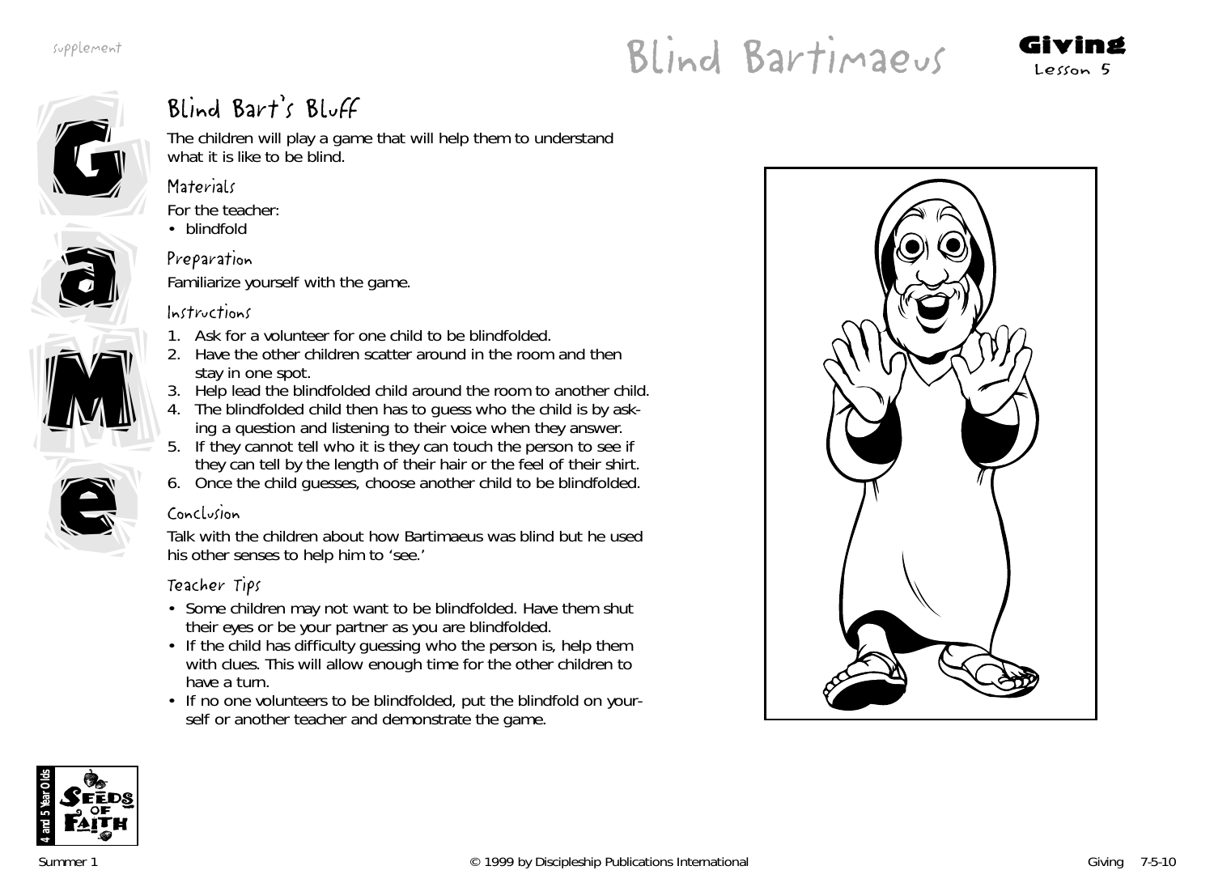# Blind Bart's Bluff

The children will play a game that will help them to understand what it is like to be blind.

### Materials

For the teacher:

- blindfold

### Preparation

Familiarize yourself with the game.

### Instructions

1. Ask for a volunteer for one child to be blindfolded.
2. Have the other children scatter around in the room and then stay in one spot.
3. Help lead the blindfolded child around the room to another child.
4. The blindfolded child then has to guess who the child is by asking a question and listening to their voice when they answer.
5. If they cannot tell who it is they can touch the person to see if they can tell by the length of their hair or the feel of their shirt.
6. Once the child guesses, choose another child to be blindfolded.

### Conclusion

Talk with the children about how Bartimaeus was blind but he used his other senses to help him to 'see.'

### Teacher Tips

- Some children may not want to be blindfolded. Have them shut their eyes or be your partner as you are blindfolded.
- If the child has difficulty guessing who the person is, help them with clues. This will allow enough time for the other children to have a turn.
- If no one volunteers to be blindfolded, put the blindfold on yourself or another teacher and demonstrate the game.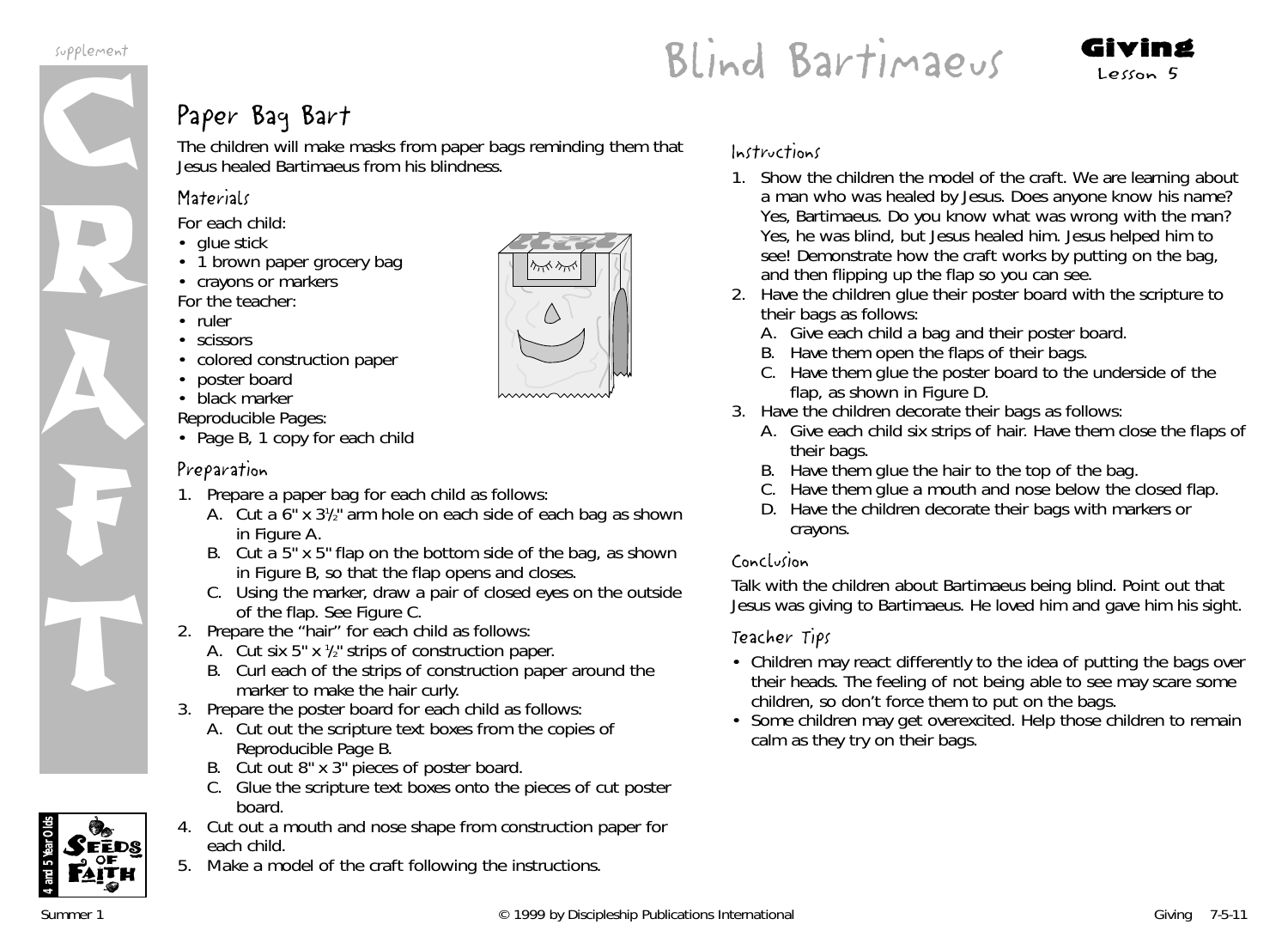# Blind Bartimaeus

**Giving**
Lesson 5

## Paper Bag Bart

The children will make masks from paper bags reminding them that Jesus healed Bartimaeus from his blindness.

### Materials

For each child:

- glue stick
- 1 brown paper grocery bag
- crayons or markers

For the teacher:

- ruler
- scissors
- colored construction paper
- poster board
- black marker

Reproducible Pages:

- Page B, 1 copy for each child

### Preparation

1. Prepare a paper bag for each child as follows:
   A. Cut a 6" x 3½" arm hole on each side of each bag as shown in Figure A.
   B. Cut a 5" x 5" flap on the bottom side of the bag, as shown in Figure B, so that the flap opens and closes.
   C. Using the marker, draw a pair of closed eyes on the outside of the flap. See Figure C.
2. Prepare the "hair" for each child as follows:
   A. Cut six 5" x ½" strips of construction paper.
   B. Curl each of the strips of construction paper around the marker to make the hair curly.
3. Prepare the poster board for each child as follows:
   A. Cut out the scripture text boxes from the copies of Reproducible Page B.
   B. Cut out 8" x 3" pieces of poster board.
   C. Glue the scripture text boxes onto the pieces of cut poster board.
4. Cut out a mouth and nose shape from construction paper for each child.
5. Make a model of the craft following the instructions.

### Instructions

1. Show the children the model of the craft. We are learning about a man who was healed by Jesus. Does anyone know his name? Yes, Bartimaeus. Do you know what was wrong with the man? Yes, he was blind, but Jesus healed him. Jesus helped him to see! Demonstrate how the craft works by putting on the bag, and then flipping up the flap so you can see.
2. Have the children glue their poster board with the scripture to their bags as follows:
   A. Give each child a bag and their poster board.
   B. Have them open the flaps of their bags.
   C. Have them glue the poster board to the underside of the flap, as shown in Figure D.
3. Have the children decorate their bags as follows:
   A. Give each child six strips of hair. Have them close the flaps of their bags.
   B. Have them glue the hair to the top of the bag.
   C. Have them glue a mouth and nose below the closed flap.
   D. Have the children decorate their bags with markers or crayons.

### Conclusion

Talk with the children about Bartimaeus being blind. Point out that Jesus was giving to Bartimaeus. He loved him and gave him his sight.

### Teacher Tips

- Children may react differently to the idea of putting the bags over their heads. The feeling of not being able to see may scare some children, so don't force them to put on the bags.
- Some children may get overexcited. Help those children to remain calm as they try on their bags.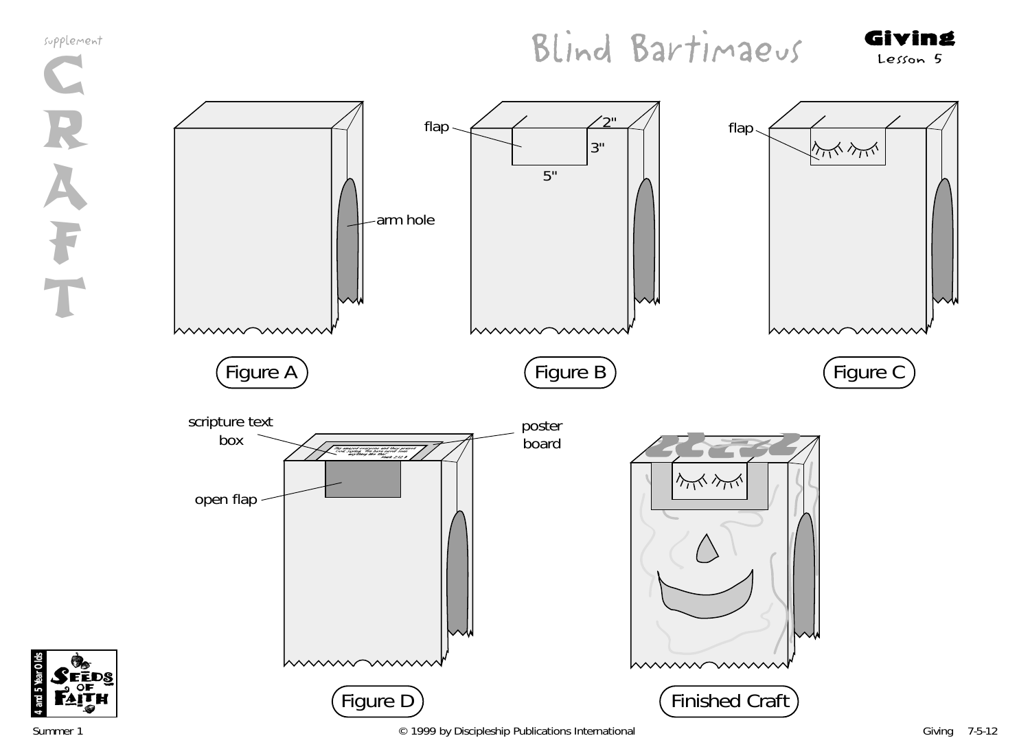supplement

# CRAFT

# Blind Bartimaeus

**Giving**
Lesson 5

arm hole

Figure A

flap

2"

3"

5"

Figure B

flap

Figure C

scripture text box

poster board

open flap

Figure D

Finished Craft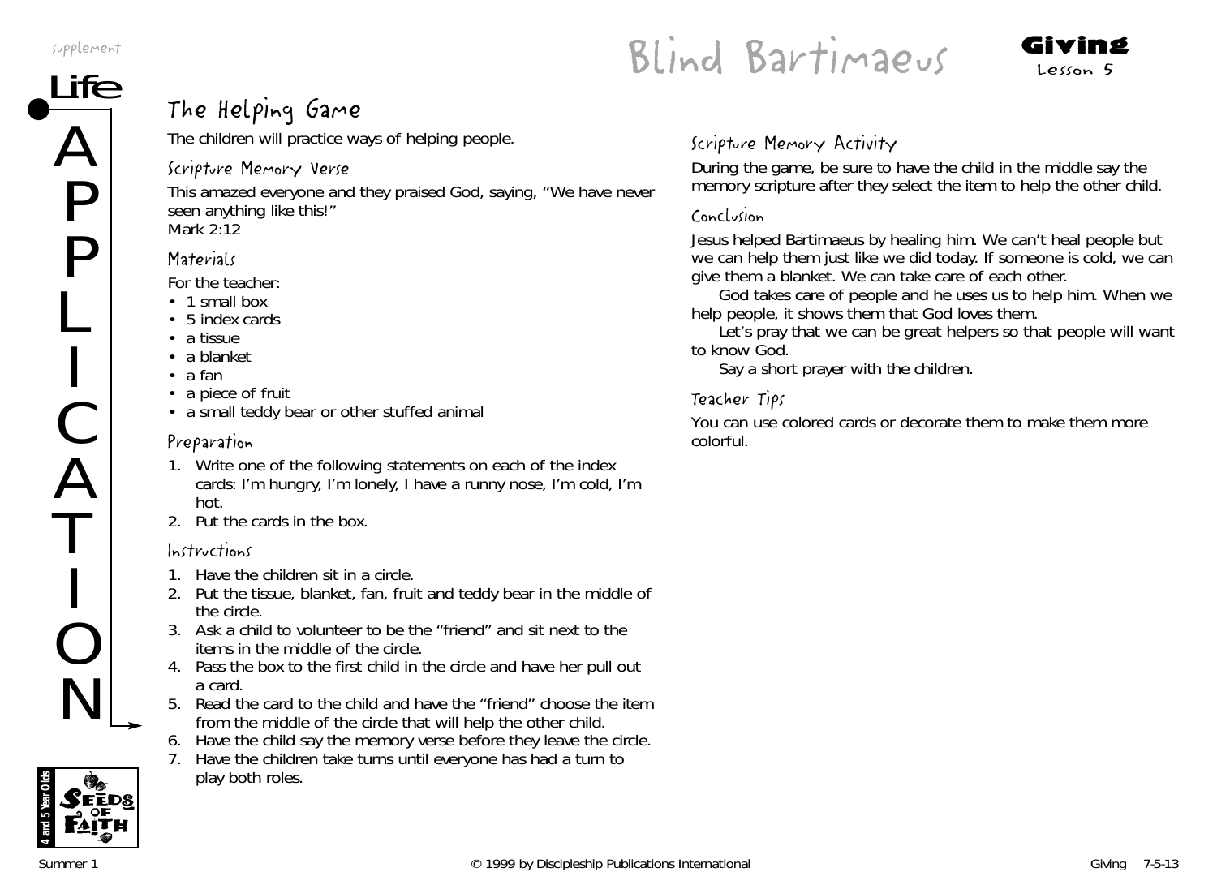# Blind Bartimaeus

**Giving**
Lesson 5

Life APPLICATION

## The Helping Game

The children will practice ways of helping people.

### Scripture Memory Verse

This amazed everyone and they praised God, saying, "We have never seen anything like this!"
Mark 2:12

### Materials

For the teacher:

- 1 small box
- 5 index cards
- a tissue
- a blanket
- a fan
- a piece of fruit
- a small teddy bear or other stuffed animal

### Preparation

1. Write one of the following statements on each of the index cards: I'm hungry, I'm lonely, I have a runny nose, I'm cold, I'm hot.
2. Put the cards in the box.

### Instructions

1. Have the children sit in a circle.
2. Put the tissue, blanket, fan, fruit and teddy bear in the middle of the circle.
3. Ask a child to volunteer to be the "friend" and sit next to the items in the middle of the circle.
4. Pass the box to the first child in the circle and have her pull out a card.
5. Read the card to the child and have the "friend" choose the item from the middle of the circle that will help the other child.
6. Have the child say the memory verse before they leave the circle.
7. Have the children take turns until everyone has had a turn to play both roles.

### Scripture Memory Activity

During the game, be sure to have the child in the middle say the memory scripture after they select the item to help the other child.

### Conclusion

Jesus helped Bartimaeus by healing him. We can't heal people but we can help them just like we did today. If someone is cold, we can give them a blanket. We can take care of each other.

God takes care of people and he uses us to help him. When we help people, it shows them that God loves them.

Let's pray that we can be great helpers so that people will want to know God.

Say a short prayer with the children.

### Teacher Tips

You can use colored cards or decorate them to make them more colorful.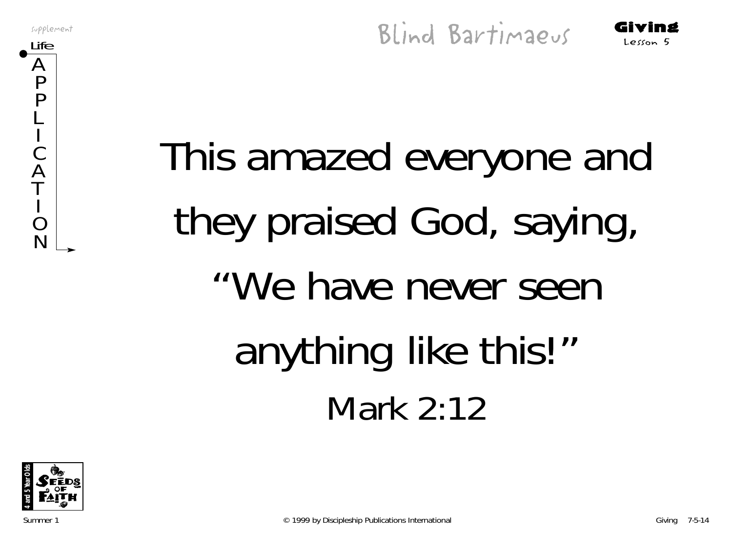supplement

Life APPLICATION

# Blind Bartimaeus

**Giving**
Lesson 5

This amazed everyone and they praised God, saying, "We have never seen anything like this!"

Mark 2:12

4 and 5 Year Olds SEEDS OF FAITH

Summer 1 © 1999 by Discipleship Publications International Giving 7-5-14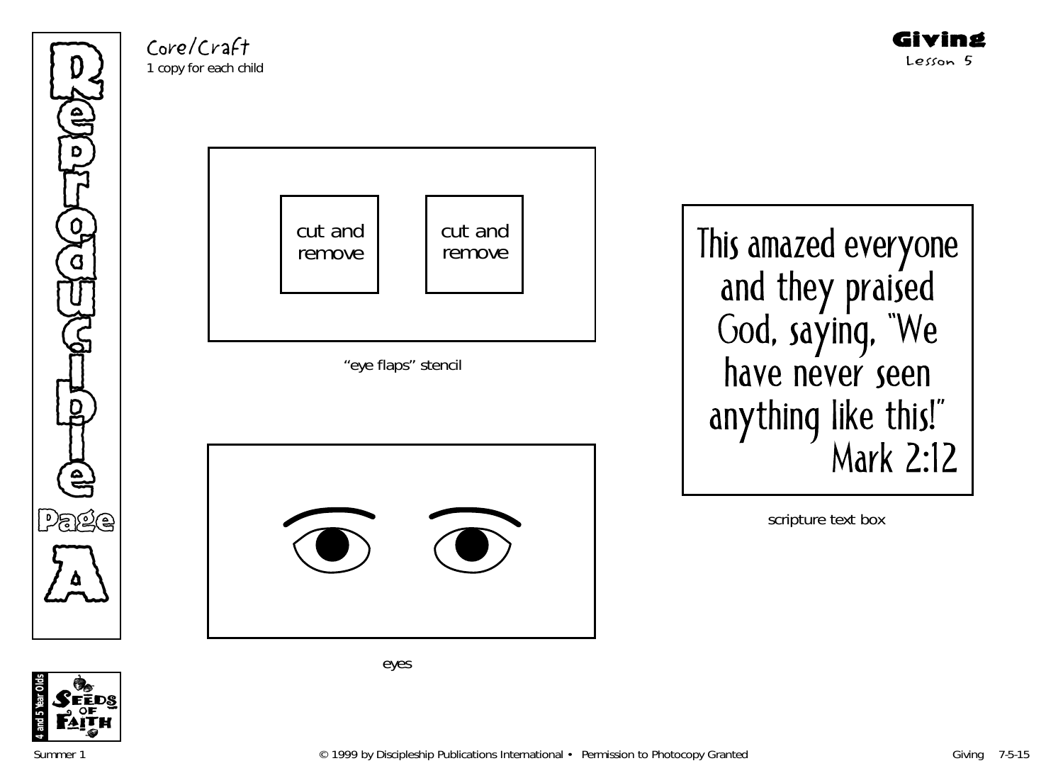Reproducible Page A

Core/Craft
1 copy for each child

**Giving**
Lesson 5

cut and remove

cut and remove

"eye flaps" stencil

eyes

This amazed everyone and they praised God, saying, "We have never seen anything like this!"
Mark 2:12

scripture text box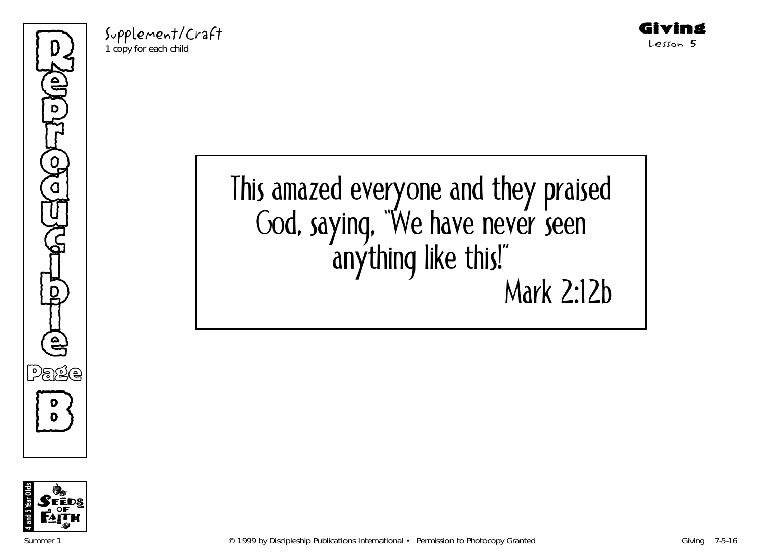Supplement/Craft
1 copy for each child

**Giving**
Lesson 5

Reproducible Page B

This amazed everyone and they praised God, saying, "We have never seen anything like this!"
Mark 2:12b

4 and 5 Year Olds
Seeds of Faith

Summer 1 © 1999 by Discipleship Publications International • Permission to Photocopy Granted Giving 7-5-16